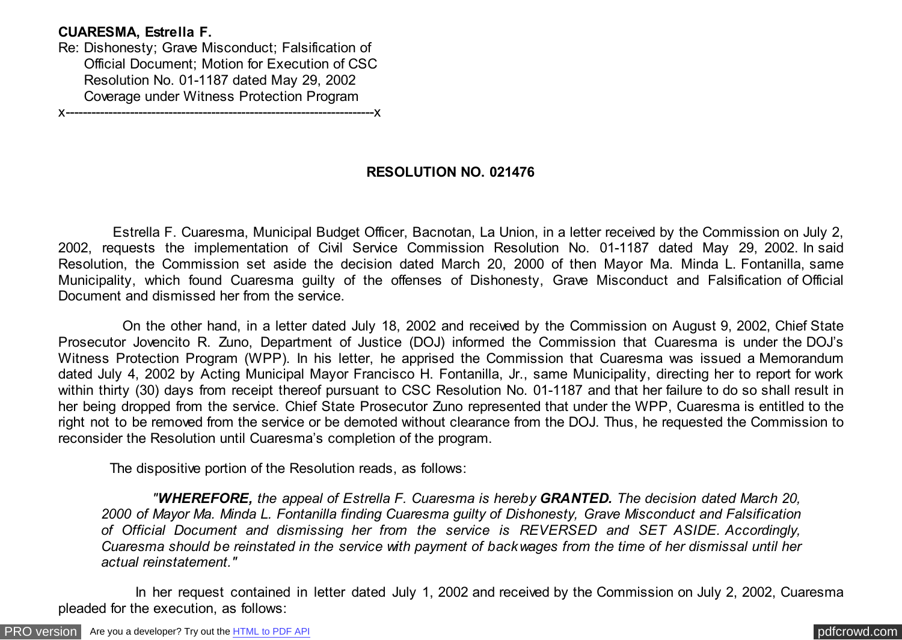**CUARESMA, Estrella F.**
Re: Dishonesty; Grave Misconduct; Falsification of Official Document; Motion for Execution of CSC Resolution No. 01-1187 dated May 29, 2002 Coverage under Witness Protection Program
x-------------------------------------------------------------------------x

**RESOLUTION NO. 021476**

Estrella F. Cuaresma, Municipal Budget Officer, Bacnotan, La Union, in a letter received by the Commission on July 2, 2002, requests the implementation of Civil Service Commission Resolution No. 01-1187 dated May 29, 2002. In said Resolution, the Commission set aside the decision dated March 20, 2000 of then Mayor Ma. Minda L. Fontanilla, same Municipality, which found Cuaresma guilty of the offenses of Dishonesty, Grave Misconduct and Falsification of Official Document and dismissed her from the service.

On the other hand, in a letter dated July 18, 2002 and received by the Commission on August 9, 2002, Chief State Prosecutor Jovencito R. Zuno, Department of Justice (DOJ) informed the Commission that Cuaresma is under the DOJ's Witness Protection Program (WPP). In his letter, he apprised the Commission that Cuaresma was issued a Memorandum dated July 4, 2002 by Acting Municipal Mayor Francisco H. Fontanilla, Jr., same Municipality, directing her to report for work within thirty (30) days from receipt thereof pursuant to CSC Resolution No. 01-1187 and that her failure to do so shall result in her being dropped from the service. Chief State Prosecutor Zuno represented that under the WPP, Cuaresma is entitled to the right not to be removed from the service or be demoted without clearance from the DOJ. Thus, he requested the Commission to reconsider the Resolution until Cuaresma's completion of the program.

The dispositive portion of the Resolution reads, as follows:

> *"**WHEREFORE,** the appeal of Estrella F. Cuaresma is hereby **GRANTED.** The decision dated March 20, 2000 of Mayor Ma. Minda L. Fontanilla finding Cuaresma guilty of Dishonesty, Grave Misconduct and Falsification of Official Document and dismissing her from the service is REVERSED and SET ASIDE. Accordingly, Cuaresma should be reinstated in the service with payment of backwages from the time of her dismissal until her actual reinstatement."*

In her request contained in letter dated July 1, 2002 and received by the Commission on July 2, 2002, Cuaresma pleaded for the execution, as follows: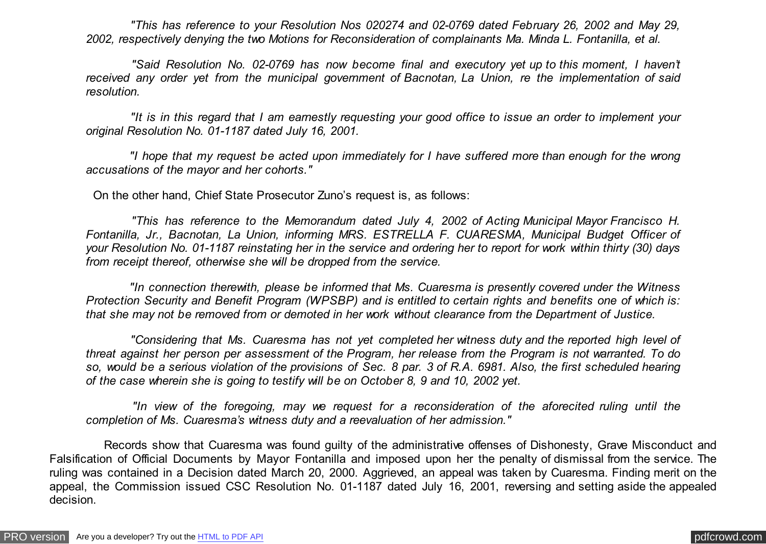*"This has reference to your Resolution Nos 020274 and 02-0769 dated February 26, 2002 and May 29, 2002, respectively denying the two Motions for Reconsideration of complainants Ma. Minda L. Fontanilla, et al.*

*"Said Resolution No. 02-0769 has now become final and executory yet up to this moment, I haven't received any order yet from the municipal government of Bacnotan, La Union, re the implementation of said resolution.*

*"It is in this regard that I am earnestly requesting your good office to issue an order to implement your original Resolution No. 01-1187 dated July 16, 2001.*

*"I hope that my request be acted upon immediately for I have suffered more than enough for the wrong accusations of the mayor and her cohorts."*

On the other hand, Chief State Prosecutor Zuno's request is, as follows:

*"This has reference to the Memorandum dated July 4, 2002 of Acting Municipal Mayor Francisco H. Fontanilla, Jr., Bacnotan, La Union, informing MRS. ESTRELLA F. CUARESMA, Municipal Budget Officer of your Resolution No. 01-1187 reinstating her in the service and ordering her to report for work within thirty (30) days from receipt thereof, otherwise she will be dropped from the service.*

*"In connection therewith, please be informed that Ms. Cuaresma is presently covered under the Witness Protection Security and Benefit Program (WPSBP) and is entitled to certain rights and benefits one of which is: that she may not be removed from or demoted in her work without clearance from the Department of Justice.*

*"Considering that Ms. Cuaresma has not yet completed her witness duty and the reported high level of threat against her person per assessment of the Program, her release from the Program is not warranted. To do so, would be a serious violation of the provisions of Sec. 8 par. 3 of R.A. 6981. Also, the first scheduled hearing of the case wherein she is going to testify will be on October 8, 9 and 10, 2002 yet.*

*"In view of the foregoing, may we request for a reconsideration of the aforecited ruling until the completion of Ms. Cuaresma's witness duty and a reevaluation of her admission."*

Records show that Cuaresma was found guilty of the administrative offenses of Dishonesty, Grave Misconduct and Falsification of Official Documents by Mayor Fontanilla and imposed upon her the penalty of dismissal from the service. The ruling was contained in a Decision dated March 20, 2000. Aggrieved, an appeal was taken by Cuaresma. Finding merit on the appeal, the Commission issued CSC Resolution No. 01-1187 dated July 16, 2001, reversing and setting aside the appealed decision.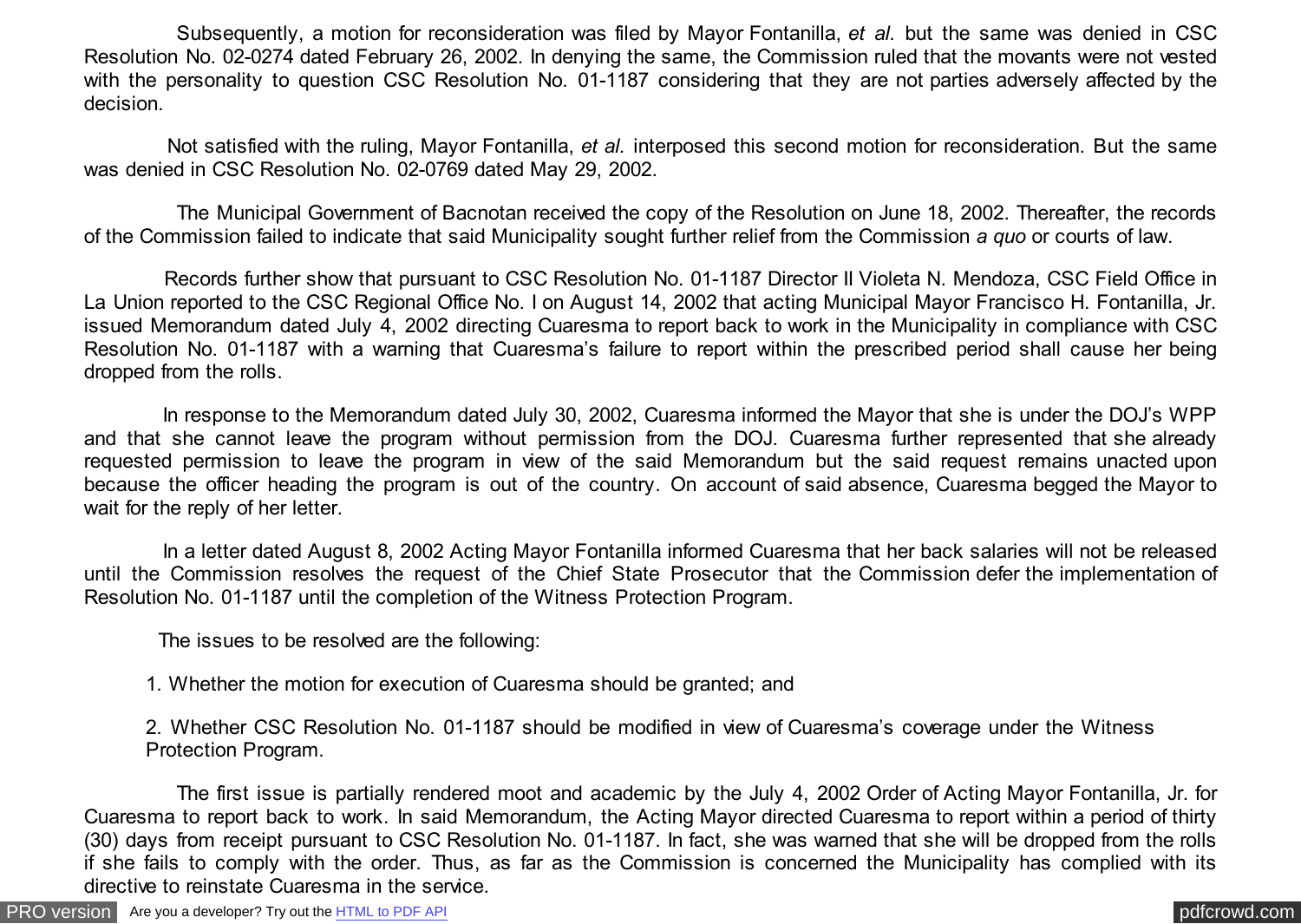Subsequently, a motion for reconsideration was filed by Mayor Fontanilla, *et al.* but the same was denied in CSC Resolution No. 02-0274 dated February 26, 2002. In denying the same, the Commission ruled that the movants were not vested with the personality to question CSC Resolution No. 01-1187 considering that they are not parties adversely affected by the decision.

Not satisfied with the ruling, Mayor Fontanilla, *et al.* interposed this second motion for reconsideration. But the same was denied in CSC Resolution No. 02-0769 dated May 29, 2002.

The Municipal Government of Bacnotan received the copy of the Resolution on June 18, 2002. Thereafter, the records of the Commission failed to indicate that said Municipality sought further relief from the Commission *a quo* or courts of law.

Records further show that pursuant to CSC Resolution No. 01-1187 Director II Violeta N. Mendoza, CSC Field Office in La Union reported to the CSC Regional Office No. I on August 14, 2002 that acting Municipal Mayor Francisco H. Fontanilla, Jr. issued Memorandum dated July 4, 2002 directing Cuaresma to report back to work in the Municipality in compliance with CSC Resolution No. 01-1187 with a warning that Cuaresma's failure to report within the prescribed period shall cause her being dropped from the rolls.

In response to the Memorandum dated July 30, 2002, Cuaresma informed the Mayor that she is under the DOJ's WPP and that she cannot leave the program without permission from the DOJ. Cuaresma further represented that she already requested permission to leave the program in view of the said Memorandum but the said request remains unacted upon because the officer heading the program is out of the country. On account of said absence, Cuaresma begged the Mayor to wait for the reply of her letter.

In a letter dated August 8, 2002 Acting Mayor Fontanilla informed Cuaresma that her back salaries will not be released until the Commission resolves the request of the Chief State Prosecutor that the Commission defer the implementation of Resolution No. 01-1187 until the completion of the Witness Protection Program.

The issues to be resolved are the following:

1. Whether the motion for execution of Cuaresma should be granted; and

2. Whether CSC Resolution No. 01-1187 should be modified in view of Cuaresma's coverage under the Witness Protection Program.

The first issue is partially rendered moot and academic by the July 4, 2002 Order of Acting Mayor Fontanilla, Jr. for Cuaresma to report back to work. In said Memorandum, the Acting Mayor directed Cuaresma to report within a period of thirty (30) days from receipt pursuant to CSC Resolution No. 01-1187. In fact, she was warned that she will be dropped from the rolls if she fails to comply with the order. Thus, as far as the Commission is concerned the Municipality has complied with its directive to reinstate Cuaresma in the service.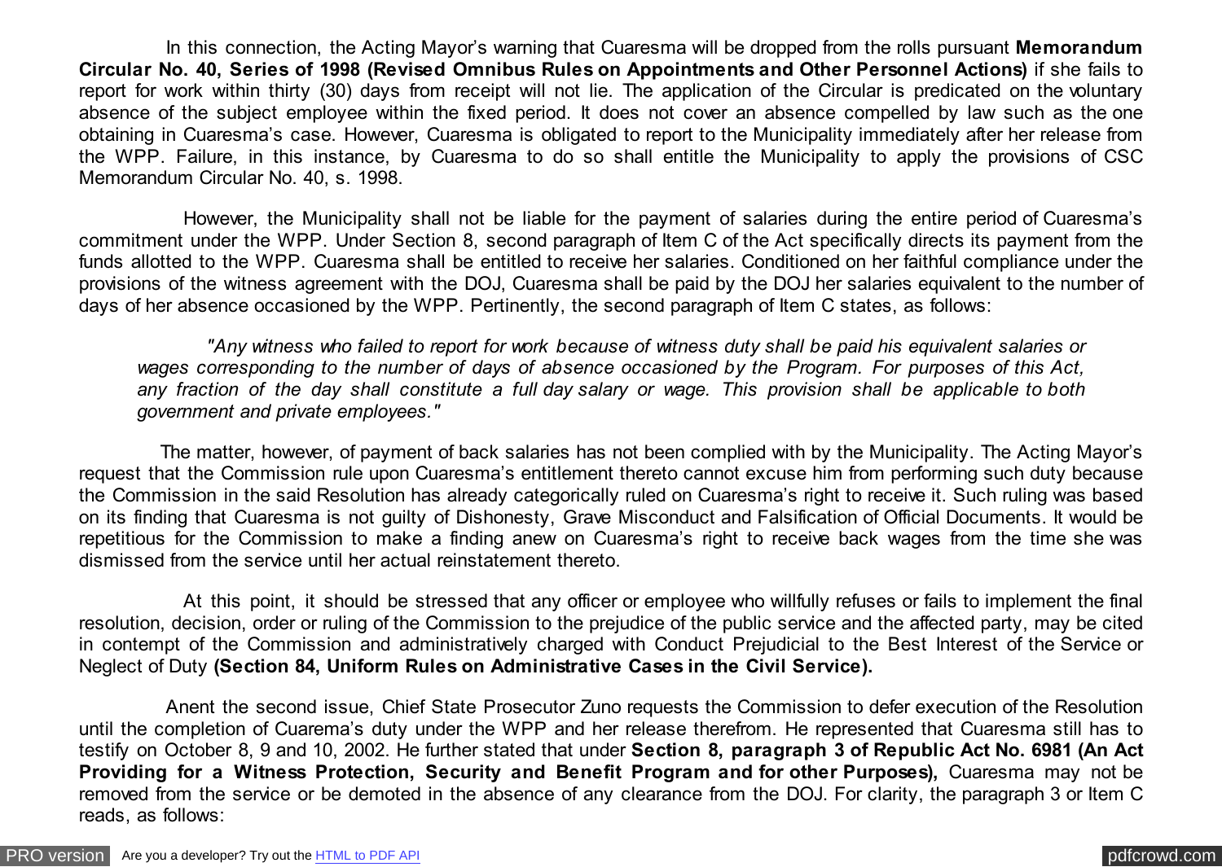In this connection, the Acting Mayor's warning that Cuaresma will be dropped from the rolls pursuant **Memorandum Circular No. 40, Series of 1998 (Revised Omnibus Rules on Appointments and Other Personnel Actions)** if she fails to report for work within thirty (30) days from receipt will not lie. The application of the Circular is predicated on the voluntary absence of the subject employee within the fixed period. It does not cover an absence compelled by law such as the one obtaining in Cuaresma's case. However, Cuaresma is obligated to report to the Municipality immediately after her release from the WPP. Failure, in this instance, by Cuaresma to do so shall entitle the Municipality to apply the provisions of CSC Memorandum Circular No. 40, s. 1998.

However, the Municipality shall not be liable for the payment of salaries during the entire period of Cuaresma's commitment under the WPP. Under Section 8, second paragraph of Item C of the Act specifically directs its payment from the funds allotted to the WPP. Cuaresma shall be entitled to receive her salaries. Conditioned on her faithful compliance under the provisions of the witness agreement with the DOJ, Cuaresma shall be paid by the DOJ her salaries equivalent to the number of days of her absence occasioned by the WPP. Pertinently, the second paragraph of Item C states, as follows:

> *"Any witness who failed to report for work because of witness duty shall be paid his equivalent salaries or wages corresponding to the number of days of absence occasioned by the Program. For purposes of this Act, any fraction of the day shall constitute a full day salary or wage. This provision shall be applicable to both government and private employees."*

The matter, however, of payment of back salaries has not been complied with by the Municipality. The Acting Mayor's request that the Commission rule upon Cuaresma's entitlement thereto cannot excuse him from performing such duty because the Commission in the said Resolution has already categorically ruled on Cuaresma's right to receive it. Such ruling was based on its finding that Cuaresma is not guilty of Dishonesty, Grave Misconduct and Falsification of Official Documents. It would be repetitious for the Commission to make a finding anew on Cuaresma's right to receive back wages from the time she was dismissed from the service until her actual reinstatement thereto.

At this point, it should be stressed that any officer or employee who willfully refuses or fails to implement the final resolution, decision, order or ruling of the Commission to the prejudice of the public service and the affected party, may be cited in contempt of the Commission and administratively charged with Conduct Prejudicial to the Best Interest of the Service or Neglect of Duty **(Section 84, Uniform Rules on Administrative Cases in the Civil Service).**

Anent the second issue, Chief State Prosecutor Zuno requests the Commission to defer execution of the Resolution until the completion of Cuarema's duty under the WPP and her release therefrom. He represented that Cuaresma still has to testify on October 8, 9 and 10, 2002. He further stated that under **Section 8, paragraph 3 of Republic Act No. 6981 (An Act Providing for a Witness Protection, Security and Benefit Program and for other Purposes),** Cuaresma may not be removed from the service or be demoted in the absence of any clearance from the DOJ. For clarity, the paragraph 3 or Item C reads, as follows: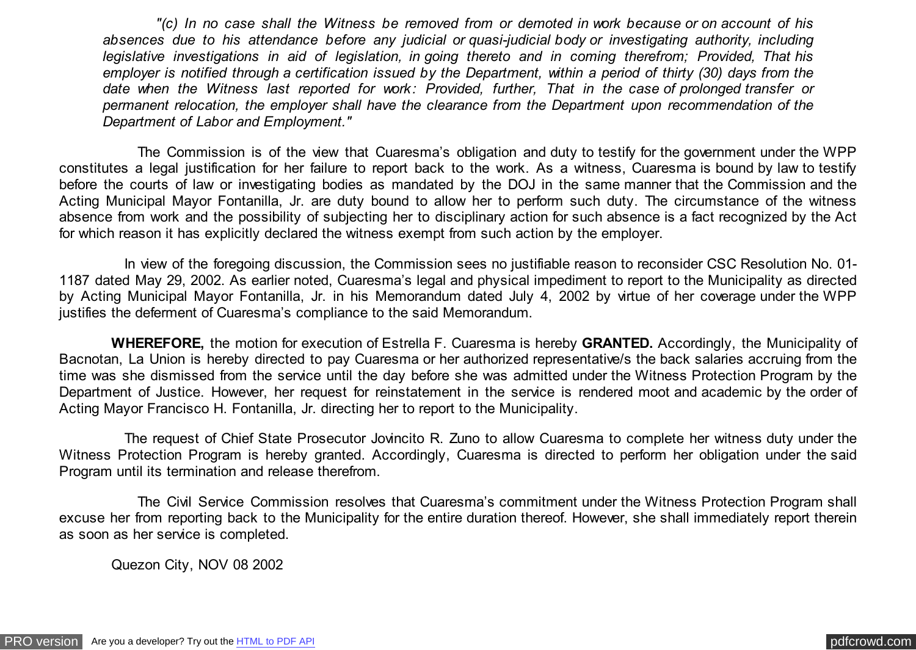*"(c) In no case shall the Witness be removed from or demoted in work because or on account of his absences due to his attendance before any judicial or quasi-judicial body or investigating authority, including legislative investigations in aid of legislation, in going thereto and in coming therefrom; Provided, That his employer is notified through a certification issued by the Department, within a period of thirty (30) days from the date when the Witness last reported for work: Provided, further, That in the case of prolonged transfer or permanent relocation, the employer shall have the clearance from the Department upon recommendation of the Department of Labor and Employment."*

The Commission is of the view that Cuaresma's obligation and duty to testify for the government under the WPP constitutes a legal justification for her failure to report back to the work. As a witness, Cuaresma is bound by law to testify before the courts of law or investigating bodies as mandated by the DOJ in the same manner that the Commission and the Acting Municipal Mayor Fontanilla, Jr. are duty bound to allow her to perform such duty. The circumstance of the witness absence from work and the possibility of subjecting her to disciplinary action for such absence is a fact recognized by the Act for which reason it has explicitly declared the witness exempt from such action by the employer.

In view of the foregoing discussion, the Commission sees no justifiable reason to reconsider CSC Resolution No. 01-1187 dated May 29, 2002. As earlier noted, Cuaresma's legal and physical impediment to report to the Municipality as directed by Acting Municipal Mayor Fontanilla, Jr. in his Memorandum dated July 4, 2002 by virtue of her coverage under the WPP justifies the deferment of Cuaresma's compliance to the said Memorandum.

**WHEREFORE,** the motion for execution of Estrella F. Cuaresma is hereby **GRANTED.** Accordingly, the Municipality of Bacnotan, La Union is hereby directed to pay Cuaresma or her authorized representative/s the back salaries accruing from the time was she dismissed from the service until the day before she was admitted under the Witness Protection Program by the Department of Justice. However, her request for reinstatement in the service is rendered moot and academic by the order of Acting Mayor Francisco H. Fontanilla, Jr. directing her to report to the Municipality.

The request of Chief State Prosecutor Jovincito R. Zuno to allow Cuaresma to complete her witness duty under the Witness Protection Program is hereby granted. Accordingly, Cuaresma is directed to perform her obligation under the said Program until its termination and release therefrom.

The Civil Service Commission resolves that Cuaresma's commitment under the Witness Protection Program shall excuse her from reporting back to the Municipality for the entire duration thereof. However, she shall immediately report therein as soon as her service is completed.

Quezon City, NOV 08 2002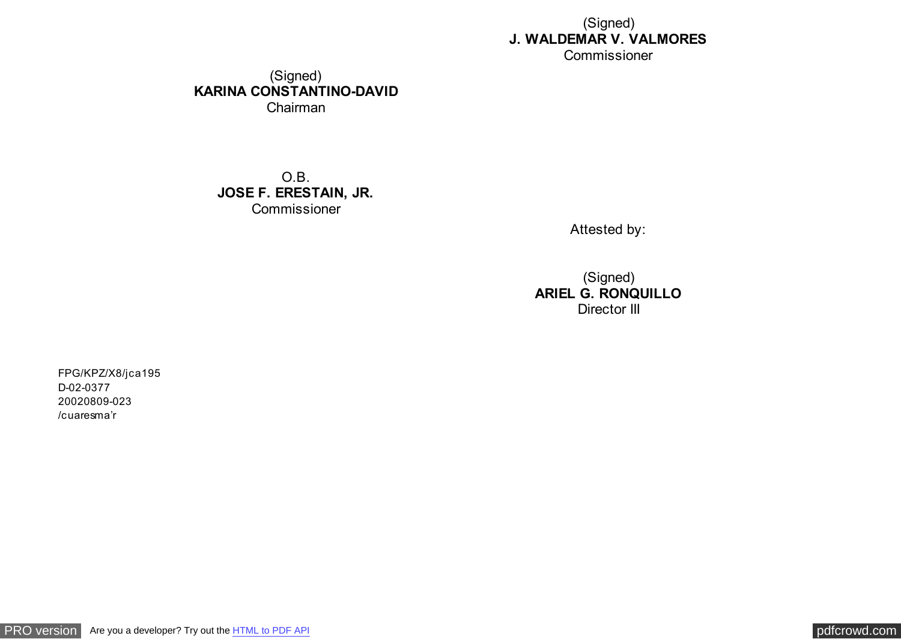(Signed)
**J. WALDEMAR V. VALMORES**
Commissioner

(Signed)
**KARINA CONSTANTINO-DAVID**
Chairman

O.B.
**JOSE F. ERESTAIN, JR.**
Commissioner

Attested by:

(Signed)
**ARIEL G. RONQUILLO**
Director III

FPG/KPZ/X8/jca195
D-02-0377
20020809-023
/cuaresma'r